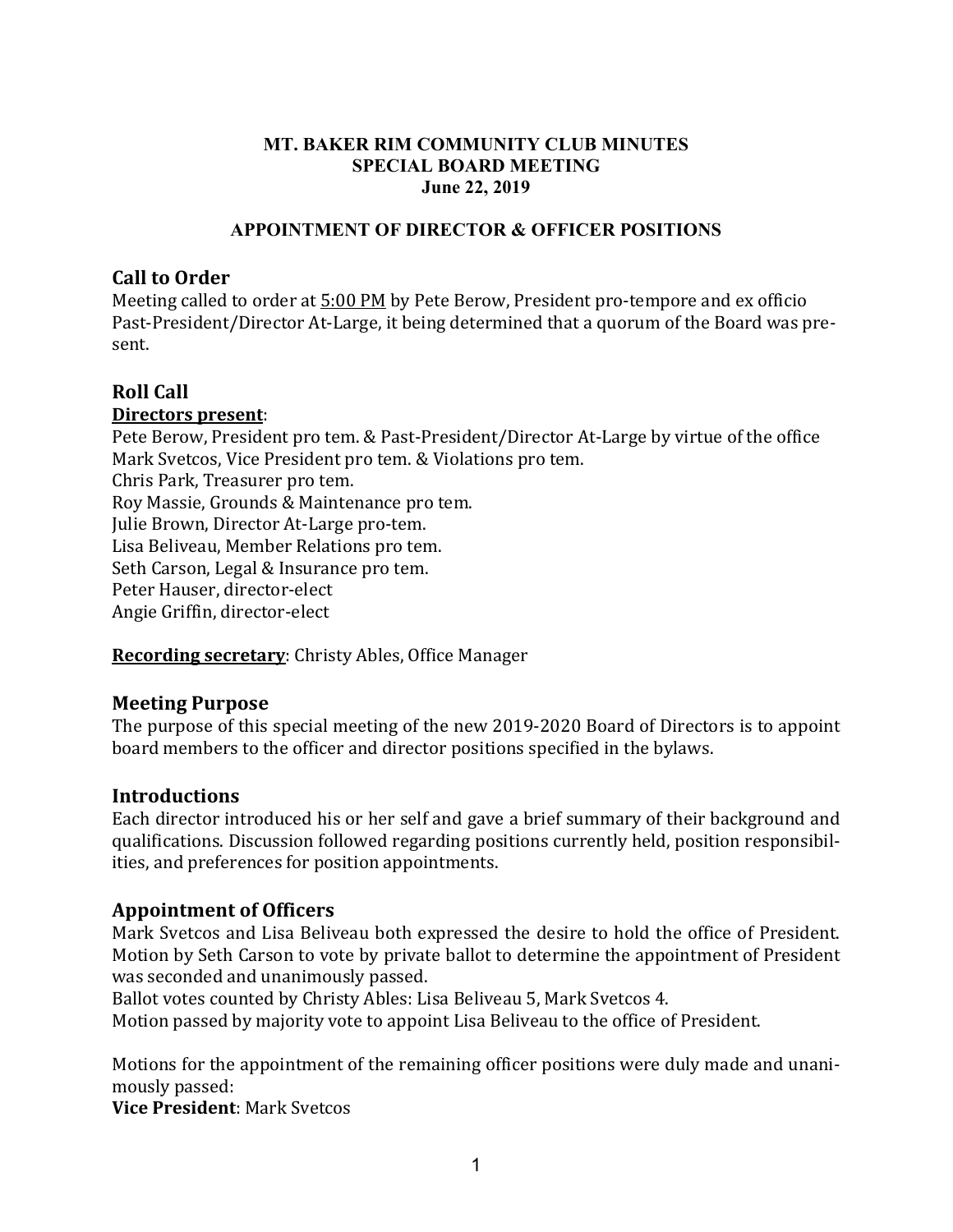**MT. BAKER RIM COMMUNITY CLUB MINUTES**
**SPECIAL BOARD MEETING**
**June 22, 2019**

**APPOINTMENT OF DIRECTOR & OFFICER POSITIONS**

## Call to Order

Meeting called to order at <u>5:00 PM</u> by Pete Berow, President pro-tempore and ex officio Past-President/Director At-Large, it being determined that a quorum of the Board was present.

## Roll Call

**<u>Directors present</u>**:

Pete Berow, President pro tem. & Past-President/Director At-Large by virtue of the office
Mark Svetcos, Vice President pro tem. & Violations pro tem.
Chris Park, Treasurer pro tem.
Roy Massie, Grounds & Maintenance pro tem.
Julie Brown, Director At-Large pro-tem.
Lisa Beliveau, Member Relations pro tem.
Seth Carson, Legal & Insurance pro tem.
Peter Hauser, director-elect
Angie Griffin, director-elect

**<u>Recording secretary</u>**: Christy Ables, Office Manager

## Meeting Purpose

The purpose of this special meeting of the new 2019-2020 Board of Directors is to appoint board members to the officer and director positions specified in the bylaws.

## Introductions

Each director introduced his or her self and gave a brief summary of their background and qualifications. Discussion followed regarding positions currently held, position responsibilities, and preferences for position appointments.

## Appointment of Officers

Mark Svetcos and Lisa Beliveau both expressed the desire to hold the office of President. Motion by Seth Carson to vote by private ballot to determine the appointment of President was seconded and unanimously passed.
Ballot votes counted by Christy Ables: Lisa Beliveau 5, Mark Svetcos 4.
Motion passed by majority vote to appoint Lisa Beliveau to the office of President.

Motions for the appointment of the remaining officer positions were duly made and unanimously passed:
**Vice President**: Mark Svetcos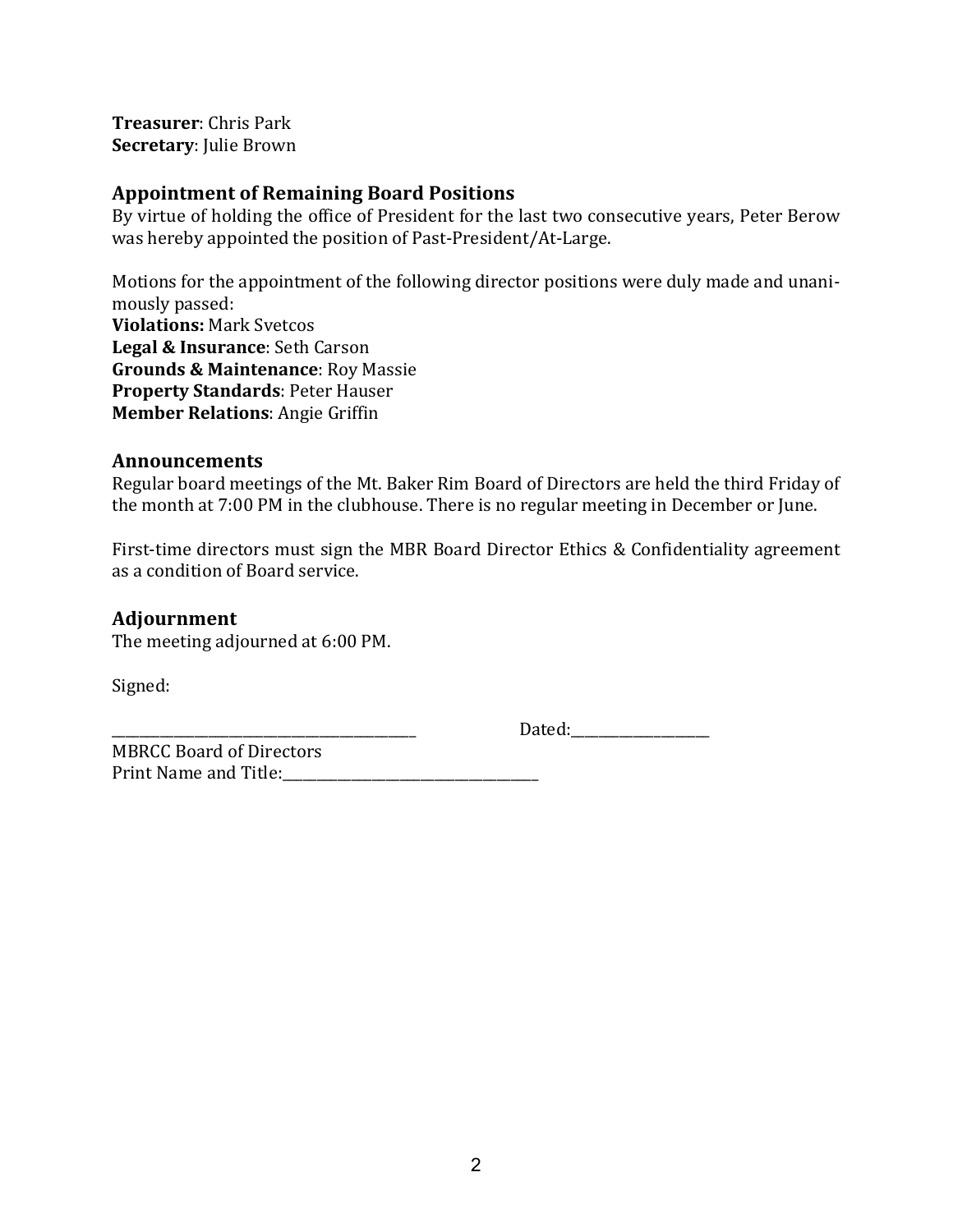**Treasurer**: Chris Park
**Secretary**: Julie Brown

## Appointment of Remaining Board Positions

By virtue of holding the office of President for the last two consecutive years, Peter Berow was hereby appointed the position of Past-President/At-Large.

Motions for the appointment of the following director positions were duly made and unanimously passed:
**Violations:** Mark Svetcos
**Legal & Insurance**: Seth Carson
**Grounds & Maintenance**: Roy Massie
**Property Standards**: Peter Hauser
**Member Relations**: Angie Griffin

## Announcements

Regular board meetings of the Mt. Baker Rim Board of Directors are held the third Friday of the month at 7:00 PM in the clubhouse. There is no regular meeting in December or June.

First-time directors must sign the MBR Board Director Ethics & Confidentiality agreement as a condition of Board service.

## Adjournment

The meeting adjourned at 6:00 PM.

Signed:

\_\_\_\_\_\_\_\_\_\_\_\_\_\_\_\_\_\_\_\_\_\_\_\_\_\_\_\_\_\_\_\_\_\_\_\_\_\_\_\_\_\_ Dated:\_\_\_\_\_\_\_\_\_\_\_\_\_\_\_\_\_\_\_\_
MBRCC Board of Directors
Print Name and Title:\_\_\_\_\_\_\_\_\_\_\_\_\_\_\_\_\_\_\_\_\_\_\_\_\_\_\_\_\_\_\_\_\_\_\_\_